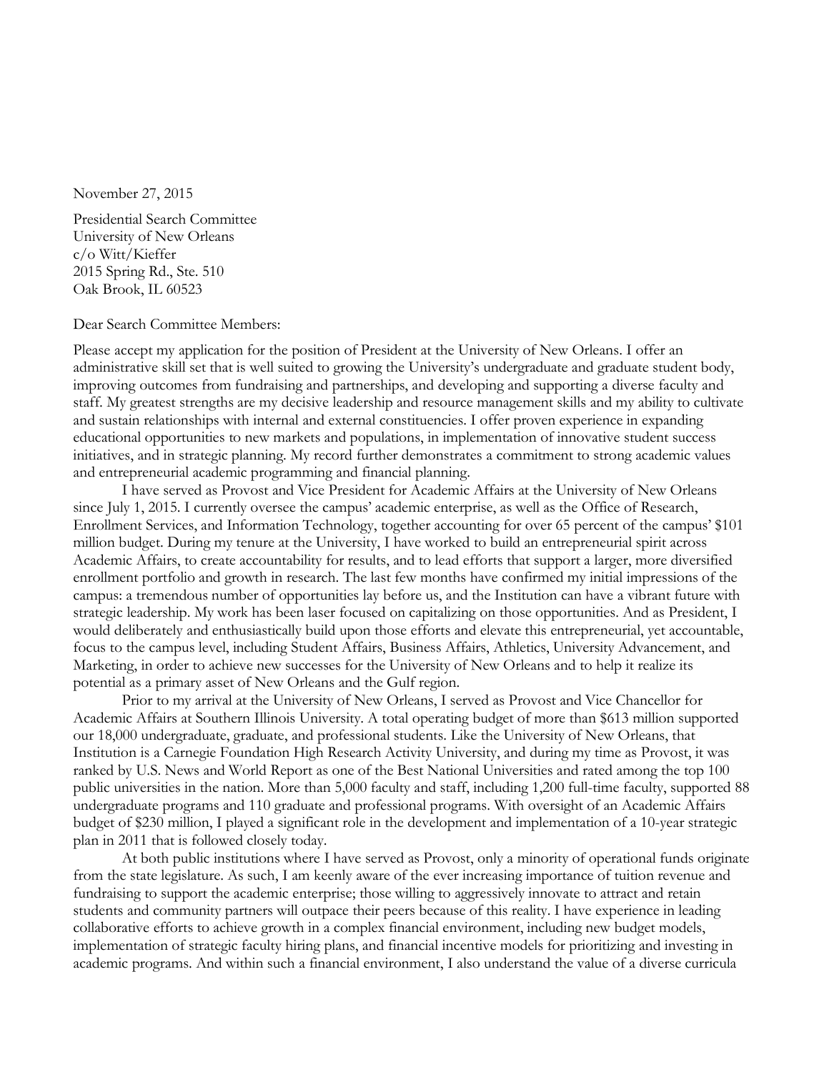November 27, 2015

Presidential Search Committee
University of New Orleans
c/o Witt/Kieffer
2015 Spring Rd., Ste. 510
Oak Brook, IL 60523

Dear Search Committee Members:

Please accept my application for the position of President at the University of New Orleans. I offer an administrative skill set that is well suited to growing the University's undergraduate and graduate student body, improving outcomes from fundraising and partnerships, and developing and supporting a diverse faculty and staff. My greatest strengths are my decisive leadership and resource management skills and my ability to cultivate and sustain relationships with internal and external constituencies. I offer proven experience in expanding educational opportunities to new markets and populations, in implementation of innovative student success initiatives, and in strategic planning. My record further demonstrates a commitment to strong academic values and entrepreneurial academic programming and financial planning.

I have served as Provost and Vice President for Academic Affairs at the University of New Orleans since July 1, 2015. I currently oversee the campus' academic enterprise, as well as the Office of Research, Enrollment Services, and Information Technology, together accounting for over 65 percent of the campus' $101 million budget. During my tenure at the University, I have worked to build an entrepreneurial spirit across Academic Affairs, to create accountability for results, and to lead efforts that support a larger, more diversified enrollment portfolio and growth in research. The last few months have confirmed my initial impressions of the campus: a tremendous number of opportunities lay before us, and the Institution can have a vibrant future with strategic leadership. My work has been laser focused on capitalizing on those opportunities. And as President, I would deliberately and enthusiastically build upon those efforts and elevate this entrepreneurial, yet accountable, focus to the campus level, including Student Affairs, Business Affairs, Athletics, University Advancement, and Marketing, in order to achieve new successes for the University of New Orleans and to help it realize its potential as a primary asset of New Orleans and the Gulf region.

Prior to my arrival at the University of New Orleans, I served as Provost and Vice Chancellor for Academic Affairs at Southern Illinois University. A total operating budget of more than $613 million supported our 18,000 undergraduate, graduate, and professional students. Like the University of New Orleans, that Institution is a Carnegie Foundation High Research Activity University, and during my time as Provost, it was ranked by U.S. News and World Report as one of the Best National Universities and rated among the top 100 public universities in the nation. More than 5,000 faculty and staff, including 1,200 full-time faculty, supported 88 undergraduate programs and 110 graduate and professional programs. With oversight of an Academic Affairs budget of $230 million, I played a significant role in the development and implementation of a 10-year strategic plan in 2011 that is followed closely today.

At both public institutions where I have served as Provost, only a minority of operational funds originate from the state legislature. As such, I am keenly aware of the ever increasing importance of tuition revenue and fundraising to support the academic enterprise; those willing to aggressively innovate to attract and retain students and community partners will outpace their peers because of this reality. I have experience in leading collaborative efforts to achieve growth in a complex financial environment, including new budget models, implementation of strategic faculty hiring plans, and financial incentive models for prioritizing and investing in academic programs. And within such a financial environment, I also understand the value of a diverse curricula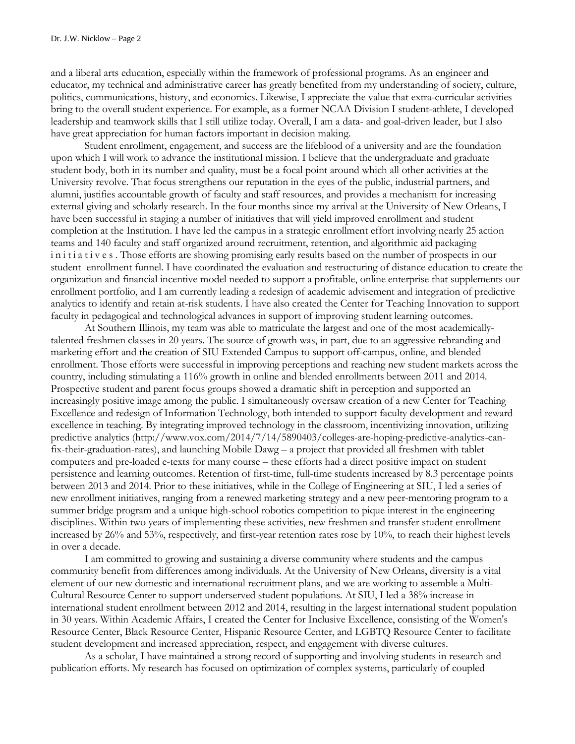and a liberal arts education, especially within the framework of professional programs. As an engineer and educator, my technical and administrative career has greatly benefited from my understanding of society, culture, politics, communications, history, and economics. Likewise, I appreciate the value that extra-curricular activities bring to the overall student experience. For example, as a former NCAA Division I student-athlete, I developed leadership and teamwork skills that I still utilize today. Overall, I am a data- and goal-driven leader, but I also have great appreciation for human factors important in decision making.

Student enrollment, engagement, and success are the lifeblood of a university and are the foundation upon which I will work to advance the institutional mission. I believe that the undergraduate and graduate student body, both in its number and quality, must be a focal point around which all other activities at the University revolve. That focus strengthens our reputation in the eyes of the public, industrial partners, and alumni, justifies accountable growth of faculty and staff resources, and provides a mechanism for increasing external giving and scholarly research. In the four months since my arrival at the University of New Orleans, I have been successful in staging a number of initiatives that will yield improved enrollment and student completion at the Institution. I have led the campus in a strategic enrollment effort involving nearly 25 action teams and 140 faculty and staff organized around recruitment, retention, and algorithmic aid packaging initiatives. Those efforts are showing promising early results based on the number of prospects in our student enrollment funnel. I have coordinated the evaluation and restructuring of distance education to create the organization and financial incentive model needed to support a profitable, online enterprise that supplements our enrollment portfolio, and I am currently leading a redesign of academic advisement and integration of predictive analytics to identify and retain at-risk students. I have also created the Center for Teaching Innovation to support faculty in pedagogical and technological advances in support of improving student learning outcomes.

At Southern Illinois, my team was able to matriculate the largest and one of the most academically-talented freshmen classes in 20 years. The source of growth was, in part, due to an aggressive rebranding and marketing effort and the creation of SIU Extended Campus to support off-campus, online, and blended enrollment. Those efforts were successful in improving perceptions and reaching new student markets across the country, including stimulating a 116% growth in online and blended enrollments between 2011 and 2014. Prospective student and parent focus groups showed a dramatic shift in perception and supported an increasingly positive image among the public. I simultaneously oversaw creation of a new Center for Teaching Excellence and redesign of Information Technology, both intended to support faculty development and reward excellence in teaching. By integrating improved technology in the classroom, incentivizing innovation, utilizing predictive analytics (http://www.vox.com/2014/7/14/5890403/colleges-are-hoping-predictive-analytics-can-fix-their-graduation-rates), and launching Mobile Dawg – a project that provided all freshmen with tablet computers and pre-loaded e-texts for many course – these efforts had a direct positive impact on student persistence and learning outcomes. Retention of first-time, full-time students increased by 8.3 percentage points between 2013 and 2014. Prior to these initiatives, while in the College of Engineering at SIU, I led a series of new enrollment initiatives, ranging from a renewed marketing strategy and a new peer-mentoring program to a summer bridge program and a unique high-school robotics competition to pique interest in the engineering disciplines. Within two years of implementing these activities, new freshmen and transfer student enrollment increased by 26% and 53%, respectively, and first-year retention rates rose by 10%, to reach their highest levels in over a decade.

I am committed to growing and sustaining a diverse community where students and the campus community benefit from differences among individuals. At the University of New Orleans, diversity is a vital element of our new domestic and international recruitment plans, and we are working to assemble a Multi-Cultural Resource Center to support underserved student populations. At SIU, I led a 38% increase in international student enrollment between 2012 and 2014, resulting in the largest international student population in 30 years. Within Academic Affairs, I created the Center for Inclusive Excellence, consisting of the Women's Resource Center, Black Resource Center, Hispanic Resource Center, and LGBTQ Resource Center to facilitate student development and increased appreciation, respect, and engagement with diverse cultures.

As a scholar, I have maintained a strong record of supporting and involving students in research and publication efforts. My research has focused on optimization of complex systems, particularly of coupled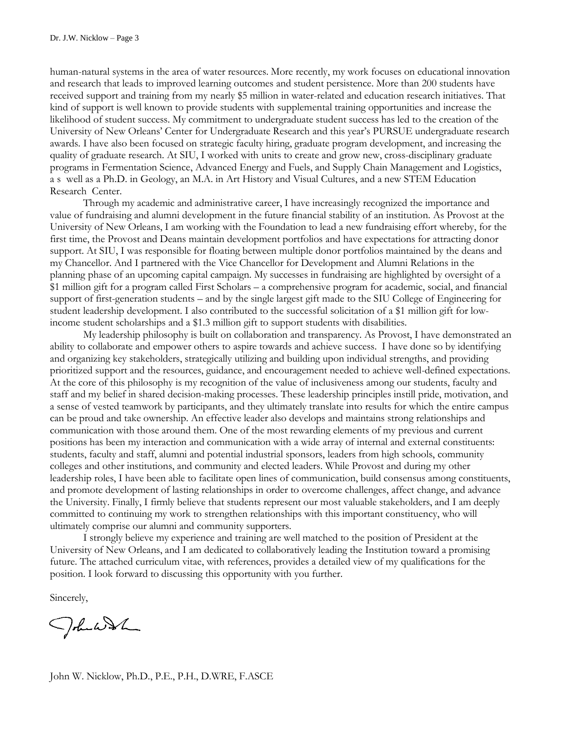human-natural systems in the area of water resources. More recently, my work focuses on educational innovation and research that leads to improved learning outcomes and student persistence. More than 200 students have received support and training from my nearly $5 million in water-related and education research initiatives. That kind of support is well known to provide students with supplemental training opportunities and increase the likelihood of student success. My commitment to undergraduate student success has led to the creation of the University of New Orleans' Center for Undergraduate Research and this year's PURSUE undergraduate research awards. I have also been focused on strategic faculty hiring, graduate program development, and increasing the quality of graduate research. At SIU, I worked with units to create and grow new, cross-disciplinary graduate programs in Fermentation Science, Advanced Energy and Fuels, and Supply Chain Management and Logistics, a s well as a Ph.D. in Geology, an M.A. in Art History and Visual Cultures, and a new STEM Education Research Center.

Through my academic and administrative career, I have increasingly recognized the importance and value of fundraising and alumni development in the future financial stability of an institution. As Provost at the University of New Orleans, I am working with the Foundation to lead a new fundraising effort whereby, for the first time, the Provost and Deans maintain development portfolios and have expectations for attracting donor support. At SIU, I was responsible for floating between multiple donor portfolios maintained by the deans and my Chancellor. And I partnered with the Vice Chancellor for Development and Alumni Relations in the planning phase of an upcoming capital campaign. My successes in fundraising are highlighted by oversight of a $1 million gift for a program called First Scholars – a comprehensive program for academic, social, and financial support of first-generation students – and by the single largest gift made to the SIU College of Engineering for student leadership development. I also contributed to the successful solicitation of a $1 million gift for low-income student scholarships and a $1.3 million gift to support students with disabilities.

My leadership philosophy is built on collaboration and transparency. As Provost, I have demonstrated an ability to collaborate and empower others to aspire towards and achieve success. I have done so by identifying and organizing key stakeholders, strategically utilizing and building upon individual strengths, and providing prioritized support and the resources, guidance, and encouragement needed to achieve well-defined expectations. At the core of this philosophy is my recognition of the value of inclusiveness among our students, faculty and staff and my belief in shared decision-making processes. These leadership principles instill pride, motivation, and a sense of vested teamwork by participants, and they ultimately translate into results for which the entire campus can be proud and take ownership. An effective leader also develops and maintains strong relationships and communication with those around them. One of the most rewarding elements of my previous and current positions has been my interaction and communication with a wide array of internal and external constituents: students, faculty and staff, alumni and potential industrial sponsors, leaders from high schools, community colleges and other institutions, and community and elected leaders. While Provost and during my other leadership roles, I have been able to facilitate open lines of communication, build consensus among constituents, and promote development of lasting relationships in order to overcome challenges, affect change, and advance the University. Finally, I firmly believe that students represent our most valuable stakeholders, and I am deeply committed to continuing my work to strengthen relationships with this important constituency, who will ultimately comprise our alumni and community supporters.

I strongly believe my experience and training are well matched to the position of President at the University of New Orleans, and I am dedicated to collaboratively leading the Institution toward a promising future. The attached curriculum vitae, with references, provides a detailed view of my qualifications for the position. I look forward to discussing this opportunity with you further.

Sincerely,

John W. Nicklow, Ph.D., P.E., P.H., D.WRE, F.ASCE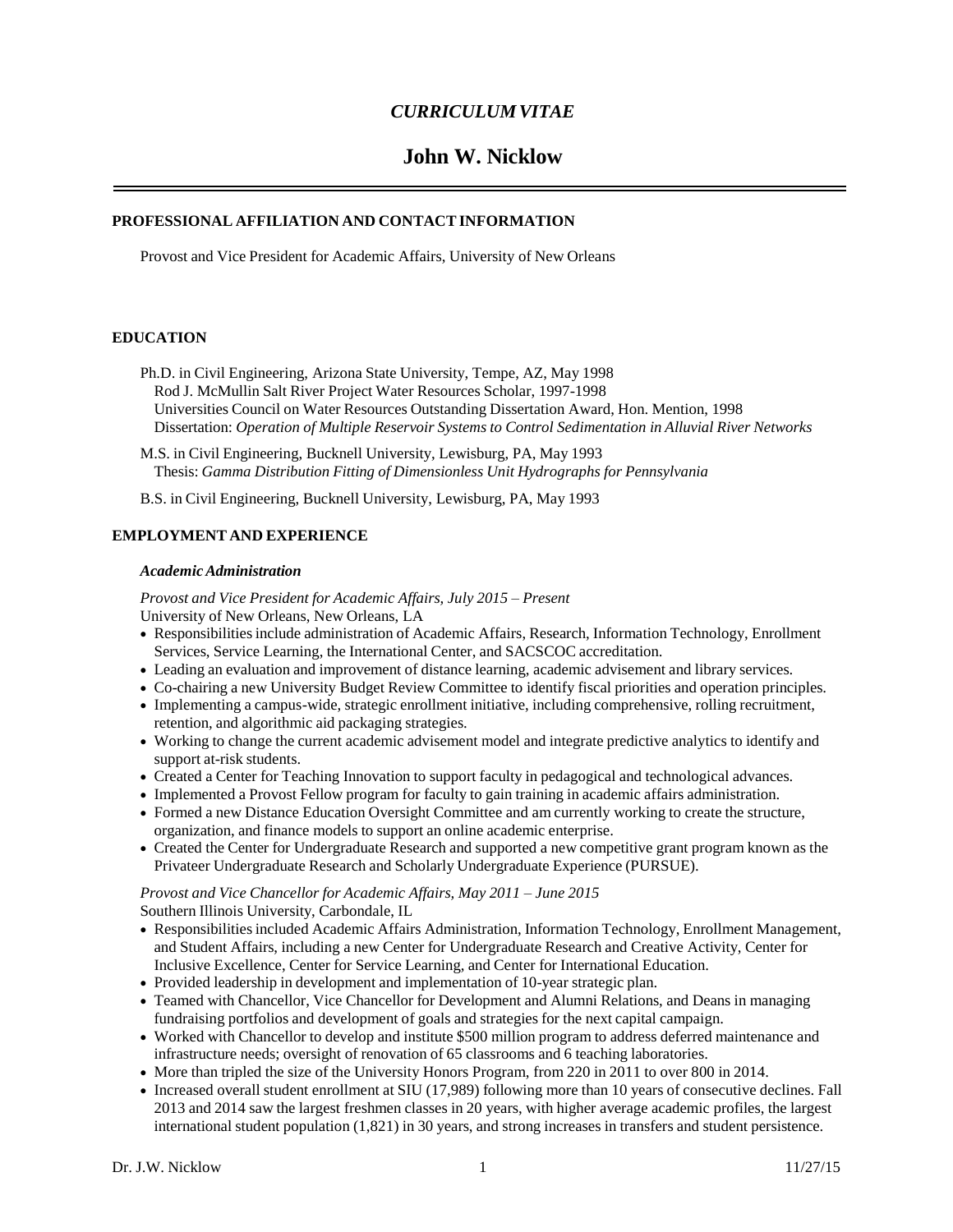# *CURRICULUM VITAE*

# John W. Nicklow

---

## PROFESSIONAL AFFILIATION AND CONTACT INFORMATION

Provost and Vice President for Academic Affairs, University of New Orleans

## EDUCATION

Ph.D. in Civil Engineering, Arizona State University, Tempe, AZ, May 1998
Rod J. McMullin Salt River Project Water Resources Scholar, 1997-1998
Universities Council on Water Resources Outstanding Dissertation Award, Hon. Mention, 1998
Dissertation: *Operation of Multiple Reservoir Systems to Control Sedimentation in Alluvial River Networks*

M.S. in Civil Engineering, Bucknell University, Lewisburg, PA, May 1993
Thesis: *Gamma Distribution Fitting of Dimensionless Unit Hydrographs for Pennsylvania*

B.S. in Civil Engineering, Bucknell University, Lewisburg, PA, May 1993

## EMPLOYMENT AND EXPERIENCE

### *Academic Administration*

*Provost and Vice President for Academic Affairs, July 2015 – Present*
University of New Orleans, New Orleans, LA

- Responsibilities include administration of Academic Affairs, Research, Information Technology, Enrollment Services, Service Learning, the International Center, and SACSCOC accreditation.
- Leading an evaluation and improvement of distance learning, academic advisement and library services.
- Co-chairing a new University Budget Review Committee to identify fiscal priorities and operation principles.
- Implementing a campus-wide, strategic enrollment initiative, including comprehensive, rolling recruitment, retention, and algorithmic aid packaging strategies.
- Working to change the current academic advisement model and integrate predictive analytics to identify and support at-risk students.
- Created a Center for Teaching Innovation to support faculty in pedagogical and technological advances.
- Implemented a Provost Fellow program for faculty to gain training in academic affairs administration.
- Formed a new Distance Education Oversight Committee and am currently working to create the structure, organization, and finance models to support an online academic enterprise.
- Created the Center for Undergraduate Research and supported a new competitive grant program known as the Privateer Undergraduate Research and Scholarly Undergraduate Experience (PURSUE).

*Provost and Vice Chancellor for Academic Affairs, May 2011 – June 2015*
Southern Illinois University, Carbondale, IL

- Responsibilities included Academic Affairs Administration, Information Technology, Enrollment Management, and Student Affairs, including a new Center for Undergraduate Research and Creative Activity, Center for Inclusive Excellence, Center for Service Learning, and Center for International Education.
- Provided leadership in development and implementation of 10-year strategic plan.
- Teamed with Chancellor, Vice Chancellor for Development and Alumni Relations, and Deans in managing fundraising portfolios and development of goals and strategies for the next capital campaign.
- Worked with Chancellor to develop and institute $500 million program to address deferred maintenance and infrastructure needs; oversight of renovation of 65 classrooms and 6 teaching laboratories.
- More than tripled the size of the University Honors Program, from 220 in 2011 to over 800 in 2014.
- Increased overall student enrollment at SIU (17,989) following more than 10 years of consecutive declines. Fall 2013 and 2014 saw the largest freshmen classes in 20 years, with higher average academic profiles, the largest international student population (1,821) in 30 years, and strong increases in transfers and student persistence.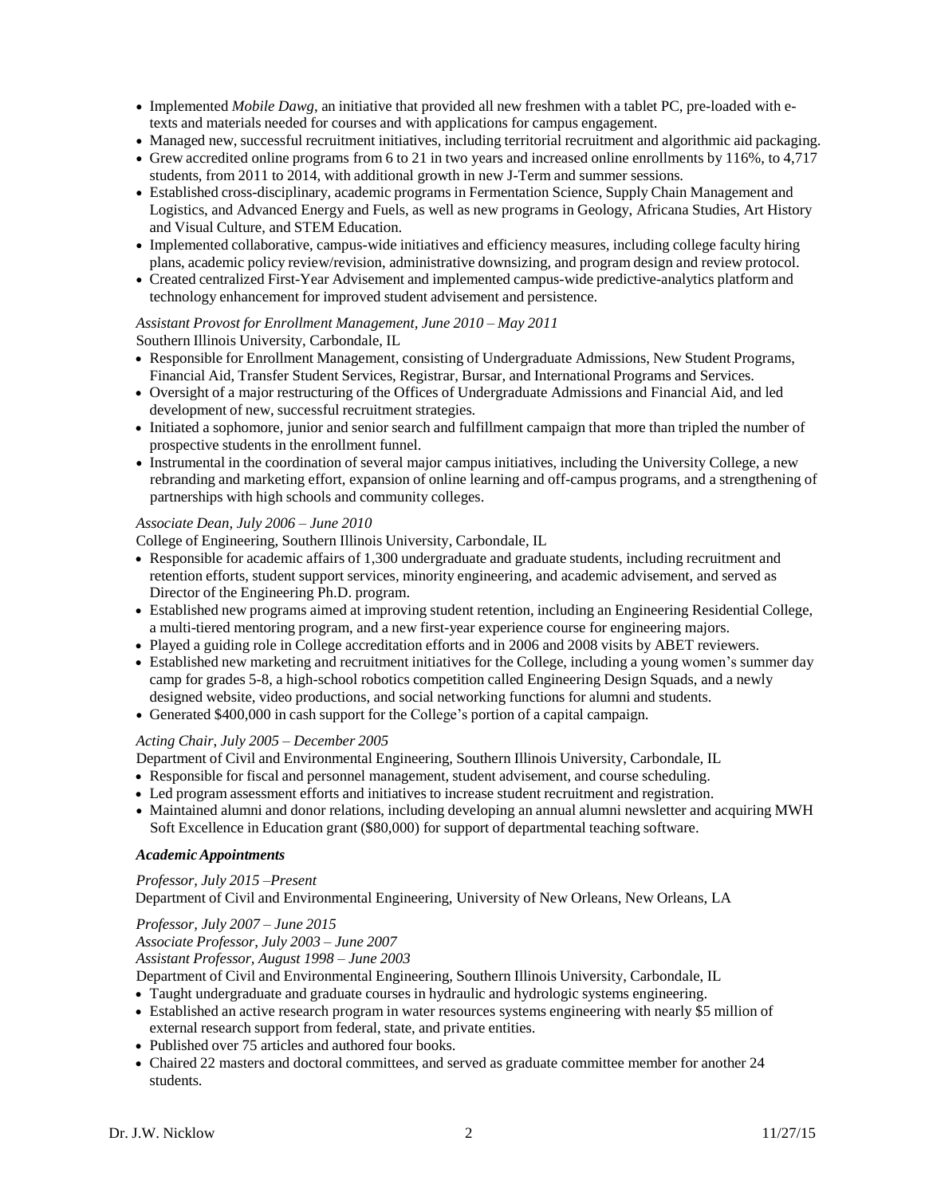- Implemented *Mobile Dawg*, an initiative that provided all new freshmen with a tablet PC, pre-loaded with e-texts and materials needed for courses and with applications for campus engagement.
- Managed new, successful recruitment initiatives, including territorial recruitment and algorithmic aid packaging.
- Grew accredited online programs from 6 to 21 in two years and increased online enrollments by 116%, to 4,717 students, from 2011 to 2014, with additional growth in new J-Term and summer sessions.
- Established cross-disciplinary, academic programs in Fermentation Science, Supply Chain Management and Logistics, and Advanced Energy and Fuels, as well as new programs in Geology, Africana Studies, Art History and Visual Culture, and STEM Education.
- Implemented collaborative, campus-wide initiatives and efficiency measures, including college faculty hiring plans, academic policy review/revision, administrative downsizing, and program design and review protocol.
- Created centralized First-Year Advisement and implemented campus-wide predictive-analytics platform and technology enhancement for improved student advisement and persistence.

*Assistant Provost for Enrollment Management, June 2010 – May 2011*
Southern Illinois University, Carbondale, IL

- Responsible for Enrollment Management, consisting of Undergraduate Admissions, New Student Programs, Financial Aid, Transfer Student Services, Registrar, Bursar, and International Programs and Services.
- Oversight of a major restructuring of the Offices of Undergraduate Admissions and Financial Aid, and led development of new, successful recruitment strategies.
- Initiated a sophomore, junior and senior search and fulfillment campaign that more than tripled the number of prospective students in the enrollment funnel.
- Instrumental in the coordination of several major campus initiatives, including the University College, a new rebranding and marketing effort, expansion of online learning and off-campus programs, and a strengthening of partnerships with high schools and community colleges.

*Associate Dean, July 2006 – June 2010*
College of Engineering, Southern Illinois University, Carbondale, IL

- Responsible for academic affairs of 1,300 undergraduate and graduate students, including recruitment and retention efforts, student support services, minority engineering, and academic advisement, and served as Director of the Engineering Ph.D. program.
- Established new programs aimed at improving student retention, including an Engineering Residential College, a multi-tiered mentoring program, and a new first-year experience course for engineering majors.
- Played a guiding role in College accreditation efforts and in 2006 and 2008 visits by ABET reviewers.
- Established new marketing and recruitment initiatives for the College, including a young women's summer day camp for grades 5-8, a high-school robotics competition called Engineering Design Squads, and a newly designed website, video productions, and social networking functions for alumni and students.
- Generated $400,000 in cash support for the College's portion of a capital campaign.

*Acting Chair, July 2005 – December 2005*
Department of Civil and Environmental Engineering, Southern Illinois University, Carbondale, IL

- Responsible for fiscal and personnel management, student advisement, and course scheduling.
- Led program assessment efforts and initiatives to increase student recruitment and registration.
- Maintained alumni and donor relations, including developing an annual alumni newsletter and acquiring MWH Soft Excellence in Education grant ($80,000) for support of departmental teaching software.

***Academic Appointments***

*Professor, July 2015 –Present*
Department of Civil and Environmental Engineering, University of New Orleans, New Orleans, LA

*Professor, July 2007 – June 2015*
*Associate Professor, July 2003 – June 2007*
*Assistant Professor, August 1998 – June 2003*
Department of Civil and Environmental Engineering, Southern Illinois University, Carbondale, IL

- Taught undergraduate and graduate courses in hydraulic and hydrologic systems engineering.
- Established an active research program in water resources systems engineering with nearly $5 million of external research support from federal, state, and private entities.
- Published over 75 articles and authored four books.
- Chaired 22 masters and doctoral committees, and served as graduate committee member for another 24 students.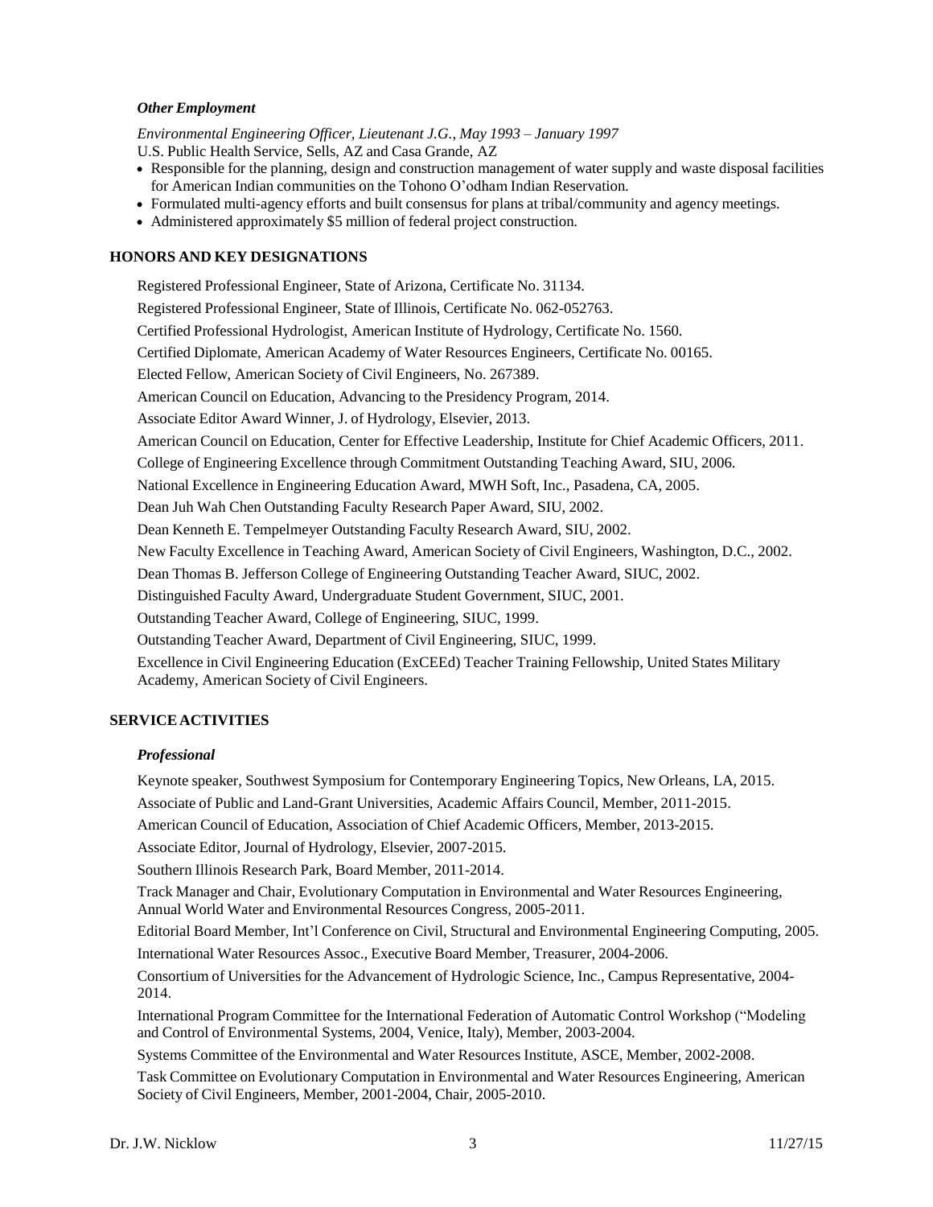### *Other Employment*

*Environmental Engineering Officer, Lieutenant J.G., May 1993 – January 1997*
U.S. Public Health Service, Sells, AZ and Casa Grande, AZ

- Responsible for the planning, design and construction management of water supply and waste disposal facilities for American Indian communities on the Tohono O'odham Indian Reservation.
- Formulated multi-agency efforts and built consensus for plans at tribal/community and agency meetings.
- Administered approximately $5 million of federal project construction.

## HONORS AND KEY DESIGNATIONS

Registered Professional Engineer, State of Arizona, Certificate No. 31134.

Registered Professional Engineer, State of Illinois, Certificate No. 062-052763.

Certified Professional Hydrologist, American Institute of Hydrology, Certificate No. 1560.

Certified Diplomate, American Academy of Water Resources Engineers, Certificate No. 00165.

Elected Fellow, American Society of Civil Engineers, No. 267389.

American Council on Education, Advancing to the Presidency Program, 2014.

Associate Editor Award Winner, J. of Hydrology, Elsevier, 2013.

American Council on Education, Center for Effective Leadership, Institute for Chief Academic Officers, 2011.

College of Engineering Excellence through Commitment Outstanding Teaching Award, SIU, 2006.

National Excellence in Engineering Education Award, MWH Soft, Inc., Pasadena, CA, 2005.

Dean Juh Wah Chen Outstanding Faculty Research Paper Award, SIU, 2002.

Dean Kenneth E. Tempelmeyer Outstanding Faculty Research Award, SIU, 2002.

New Faculty Excellence in Teaching Award, American Society of Civil Engineers, Washington, D.C., 2002.

Dean Thomas B. Jefferson College of Engineering Outstanding Teacher Award, SIUC, 2002.

Distinguished Faculty Award, Undergraduate Student Government, SIUC, 2001.

Outstanding Teacher Award, College of Engineering, SIUC, 1999.

Outstanding Teacher Award, Department of Civil Engineering, SIUC, 1999.

Excellence in Civil Engineering Education (ExCEEd) Teacher Training Fellowship, United States Military Academy, American Society of Civil Engineers.

## SERVICE ACTIVITIES

### *Professional*

Keynote speaker, Southwest Symposium for Contemporary Engineering Topics, New Orleans, LA, 2015.

Associate of Public and Land-Grant Universities, Academic Affairs Council, Member, 2011-2015.

American Council of Education, Association of Chief Academic Officers, Member, 2013-2015.

Associate Editor, Journal of Hydrology, Elsevier, 2007-2015.

Southern Illinois Research Park, Board Member, 2011-2014.

Track Manager and Chair, Evolutionary Computation in Environmental and Water Resources Engineering, Annual World Water and Environmental Resources Congress, 2005-2011.

Editorial Board Member, Int'l Conference on Civil, Structural and Environmental Engineering Computing, 2005.

International Water Resources Assoc., Executive Board Member, Treasurer, 2004-2006.

Consortium of Universities for the Advancement of Hydrologic Science, Inc., Campus Representative, 2004-2014.

International Program Committee for the International Federation of Automatic Control Workshop ("Modeling and Control of Environmental Systems, 2004, Venice, Italy), Member, 2003-2004.

Systems Committee of the Environmental and Water Resources Institute, ASCE, Member, 2002-2008.

Task Committee on Evolutionary Computation in Environmental and Water Resources Engineering, American Society of Civil Engineers, Member, 2001-2004, Chair, 2005-2010.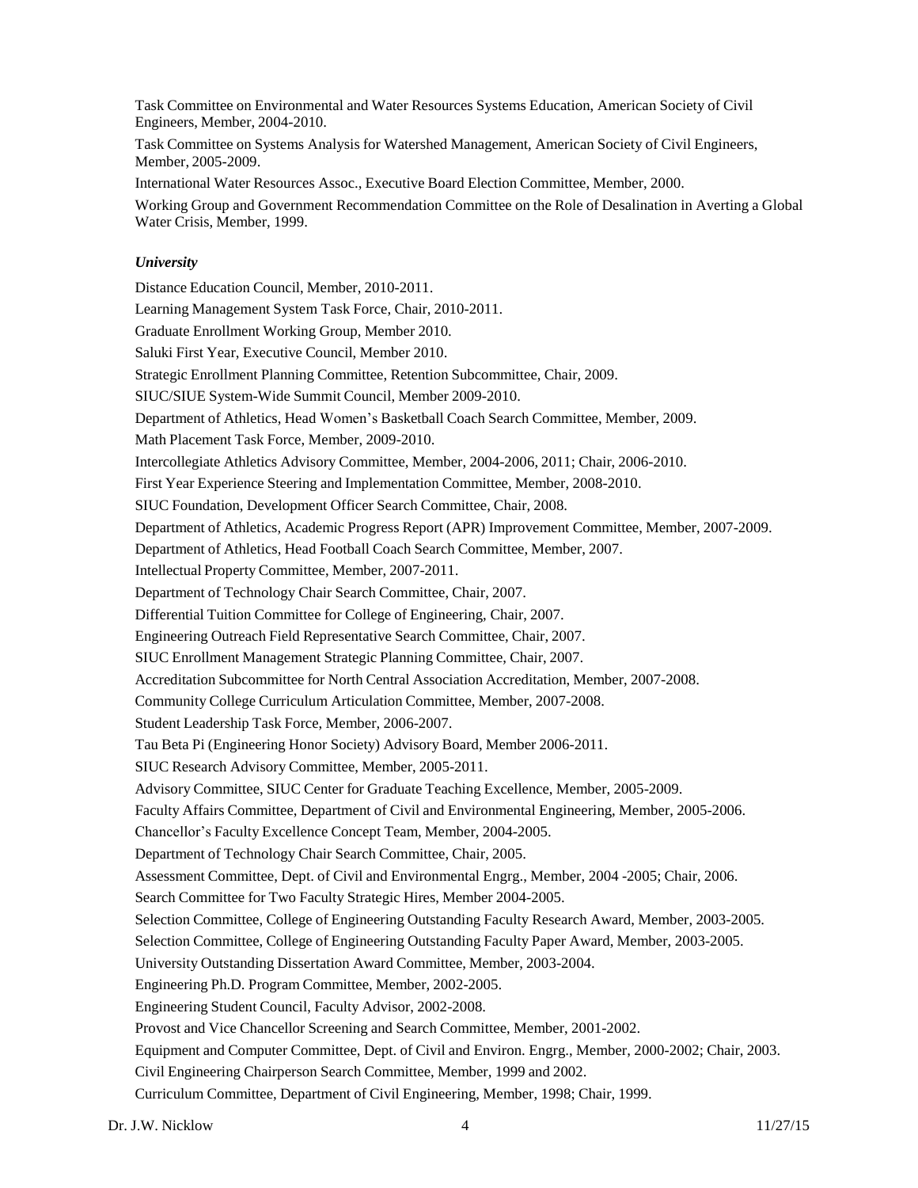Task Committee on Environmental and Water Resources Systems Education, American Society of Civil Engineers, Member, 2004-2010.

Task Committee on Systems Analysis for Watershed Management, American Society of Civil Engineers, Member, 2005-2009.

International Water Resources Assoc., Executive Board Election Committee, Member, 2000.

Working Group and Government Recommendation Committee on the Role of Desalination in Averting a Global Water Crisis, Member, 1999.

***University***

Distance Education Council, Member, 2010-2011.

Learning Management System Task Force, Chair, 2010-2011.

Graduate Enrollment Working Group, Member 2010.

Saluki First Year, Executive Council, Member 2010.

Strategic Enrollment Planning Committee, Retention Subcommittee, Chair, 2009.

SIUC/SIUE System-Wide Summit Council, Member 2009-2010.

Department of Athletics, Head Women's Basketball Coach Search Committee, Member, 2009.

Math Placement Task Force, Member, 2009-2010.

Intercollegiate Athletics Advisory Committee, Member, 2004-2006, 2011; Chair, 2006-2010.

First Year Experience Steering and Implementation Committee, Member, 2008-2010.

SIUC Foundation, Development Officer Search Committee, Chair, 2008.

Department of Athletics, Academic Progress Report (APR) Improvement Committee, Member, 2007-2009.

Department of Athletics, Head Football Coach Search Committee, Member, 2007.

Intellectual Property Committee, Member, 2007-2011.

Department of Technology Chair Search Committee, Chair, 2007.

Differential Tuition Committee for College of Engineering, Chair, 2007.

Engineering Outreach Field Representative Search Committee, Chair, 2007.

SIUC Enrollment Management Strategic Planning Committee, Chair, 2007.

Accreditation Subcommittee for North Central Association Accreditation, Member, 2007-2008.

Community College Curriculum Articulation Committee, Member, 2007-2008.

Student Leadership Task Force, Member, 2006-2007.

Tau Beta Pi (Engineering Honor Society) Advisory Board, Member 2006-2011.

SIUC Research Advisory Committee, Member, 2005-2011.

Advisory Committee, SIUC Center for Graduate Teaching Excellence, Member, 2005-2009.

Faculty Affairs Committee, Department of Civil and Environmental Engineering, Member, 2005-2006.

Chancellor's Faculty Excellence Concept Team, Member, 2004-2005.

Department of Technology Chair Search Committee, Chair, 2005.

Assessment Committee, Dept. of Civil and Environmental Engrg., Member, 2004 -2005; Chair, 2006.

Search Committee for Two Faculty Strategic Hires, Member 2004-2005.

Selection Committee, College of Engineering Outstanding Faculty Research Award, Member, 2003-2005.

Selection Committee, College of Engineering Outstanding Faculty Paper Award, Member, 2003-2005.

University Outstanding Dissertation Award Committee, Member, 2003-2004.

Engineering Ph.D. Program Committee, Member, 2002-2005.

Engineering Student Council, Faculty Advisor, 2002-2008.

Provost and Vice Chancellor Screening and Search Committee, Member, 2001-2002.

Equipment and Computer Committee, Dept. of Civil and Environ. Engrg., Member, 2000-2002; Chair, 2003.

Civil Engineering Chairperson Search Committee, Member, 1999 and 2002.

Curriculum Committee, Department of Civil Engineering, Member, 1998; Chair, 1999.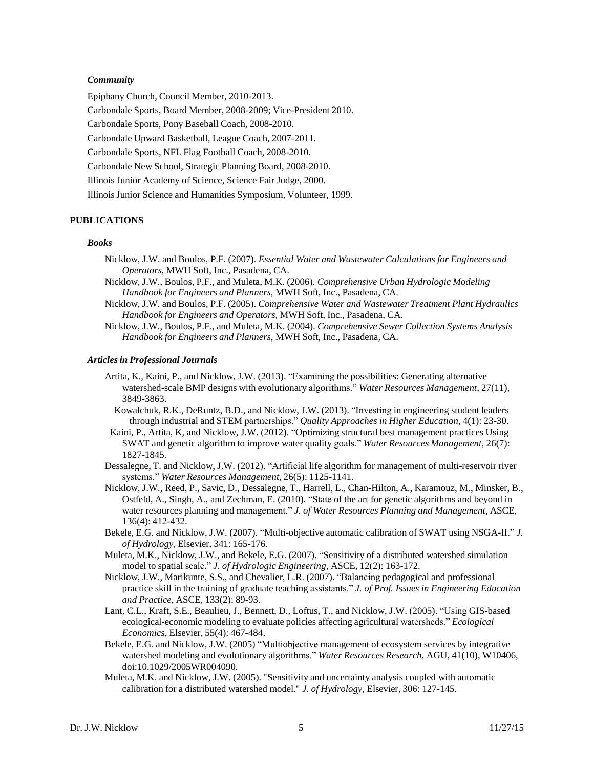### *Community*

Epiphany Church, Council Member, 2010-2013.

Carbondale Sports, Board Member, 2008-2009; Vice-President 2010.

Carbondale Sports, Pony Baseball Coach, 2008-2010.

Carbondale Upward Basketball, League Coach, 2007-2011.

Carbondale Sports, NFL Flag Football Coach, 2008-2010.

Carbondale New School, Strategic Planning Board, 2008-2010.

Illinois Junior Academy of Science, Science Fair Judge, 2000.

Illinois Junior Science and Humanities Symposium, Volunteer, 1999.

## PUBLICATIONS

### *Books*

Nicklow, J.W. and Boulos, P.F. (2007). *Essential Water and Wastewater Calculations for Engineers and Operators*, MWH Soft, Inc., Pasadena, CA.

Nicklow, J.W., Boulos, P.F., and Muleta, M.K. (2006). *Comprehensive Urban Hydrologic Modeling Handbook for Engineers and Planners*, MWH Soft, Inc., Pasadena, CA.

Nicklow, J.W. and Boulos, P.F. (2005). *Comprehensive Water and Wastewater Treatment Plant Hydraulics Handbook for Engineers and Operators*, MWH Soft, Inc., Pasadena, CA.

Nicklow, J.W., Boulos, P.F., and Muleta, M.K. (2004). *Comprehensive Sewer Collection Systems Analysis Handbook for Engineers and Planners*, MWH Soft, Inc., Pasadena, CA.

### *Articles in Professional Journals*

Artita, K., Kaini, P., and Nicklow, J.W. (2013). "Examining the possibilities: Generating alternative watershed-scale BMP designs with evolutionary algorithms." *Water Resources Management*, 27(11), 3849-3863.

Kowalchuk, R.K., DeRuntz, B.D., and Nicklow, J.W. (2013). "Investing in engineering student leaders through industrial and STEM partnerships." *Quality Approaches in Higher Education*, 4(1): 23-30.

Kaini, P., Artita, K, and Nicklow, J.W. (2012). "Optimizing structural best management practices Using SWAT and genetic algorithm to improve water quality goals." *Water Resources Management*, 26(7): 1827-1845.

Dessalegne, T. and Nicklow, J.W. (2012). "Artificial life algorithm for management of multi-reservoir river systems." *Water Resources Management*, 26(5): 1125-1141.

Nicklow, J.W., Reed, P., Savic, D., Dessalegne, T., Harrell, L., Chan-Hilton, A., Karamouz, M., Minsker, B., Ostfeld, A., Singh, A., and Zechman, E. (2010). "State of the art for genetic algorithms and beyond in water resources planning and management." *J. of Water Resources Planning and Management*, ASCE, 136(4): 412-432.

Bekele, E.G. and Nicklow, J.W. (2007). "Multi-objective automatic calibration of SWAT using NSGA-II." *J. of Hydrology*, Elsevier, 341: 165-176.

Muleta, M.K., Nicklow, J.W., and Bekele, E.G. (2007). "Sensitivity of a distributed watershed simulation model to spatial scale." *J. of Hydrologic Engineering*, ASCE, 12(2): 163-172.

Nicklow, J.W., Marikunte, S.S., and Chevalier, L.R. (2007). "Balancing pedagogical and professional practice skill in the training of graduate teaching assistants." *J. of Prof. Issues in Engineering Education and Practice*, ASCE, 133(2): 89-93.

Lant, C.L., Kraft, S.E., Beaulieu, J., Bennett, D., Loftus, T., and Nicklow, J.W. (2005). "Using GIS-based ecological-economic modeling to evaluate policies affecting agricultural watersheds." *Ecological Economics*, Elsevier, 55(4): 467-484.

Bekele, E.G. and Nicklow, J.W. (2005) "Multiobjective management of ecosystem services by integrative watershed modeling and evolutionary algorithms." *Water Resources Research*, AGU, 41(10), W10406, doi:10.1029/2005WR004090.

Muleta, M.K. and Nicklow, J.W. (2005). "Sensitivity and uncertainty analysis coupled with automatic calibration for a distributed watershed model." *J. of Hydrology*, Elsevier, 306: 127-145.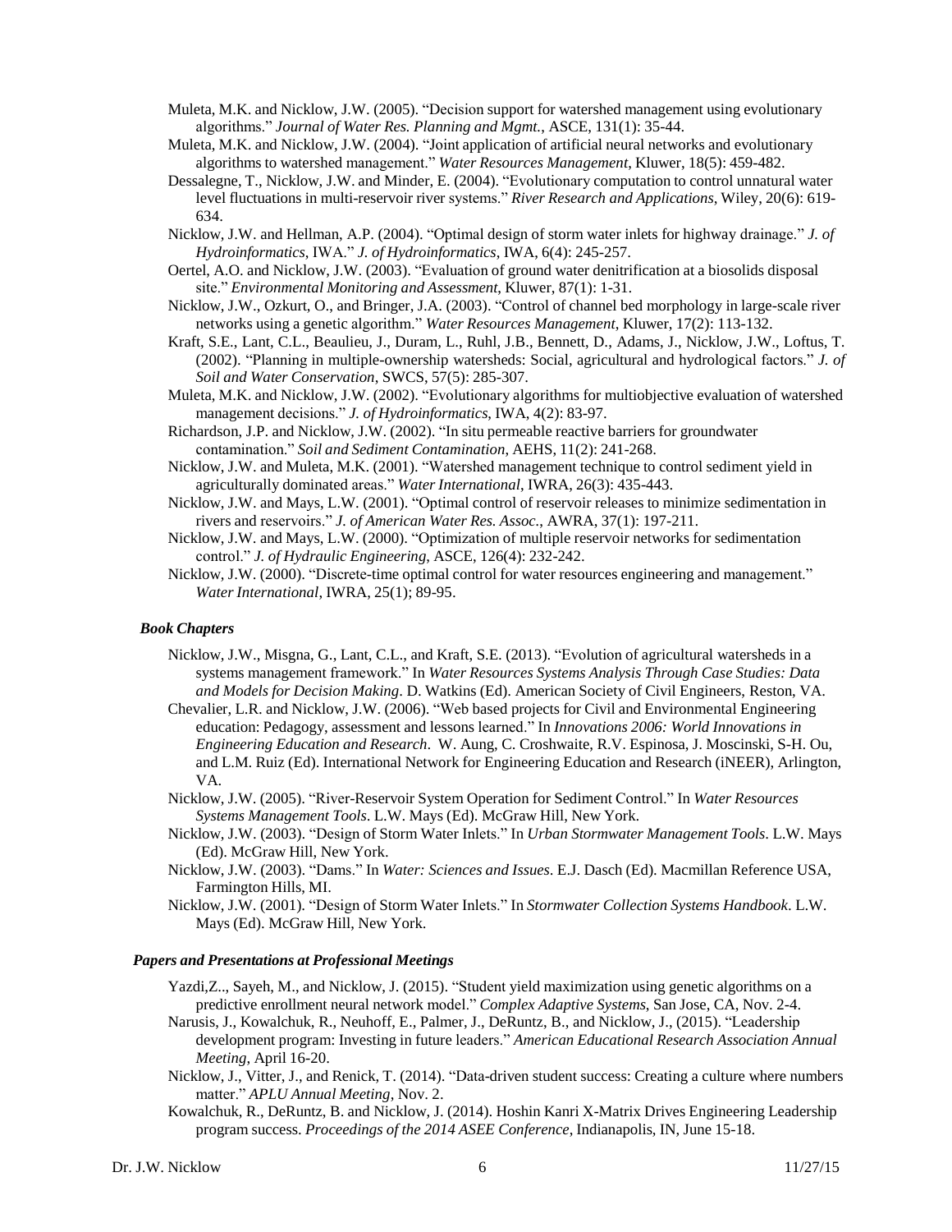Muleta, M.K. and Nicklow, J.W. (2005). "Decision support for watershed management using evolutionary algorithms." *Journal of Water Res. Planning and Mgmt.*, ASCE, 131(1): 35-44.

Muleta, M.K. and Nicklow, J.W. (2004). "Joint application of artificial neural networks and evolutionary algorithms to watershed management." *Water Resources Management*, Kluwer, 18(5): 459-482.

Dessalegne, T., Nicklow, J.W. and Minder, E. (2004). "Evolutionary computation to control unnatural water level fluctuations in multi-reservoir river systems." *River Research and Applications*, Wiley, 20(6): 619-634.

Nicklow, J.W. and Hellman, A.P. (2004). "Optimal design of storm water inlets for highway drainage." *J. of Hydroinformatics*, IWA." *J. of Hydroinformatics*, IWA, 6(4): 245-257.

Oertel, A.O. and Nicklow, J.W. (2003). "Evaluation of ground water denitrification at a biosolids disposal site." *Environmental Monitoring and Assessment*, Kluwer, 87(1): 1-31.

Nicklow, J.W., Ozkurt, O., and Bringer, J.A. (2003). "Control of channel bed morphology in large-scale river networks using a genetic algorithm." *Water Resources Management*, Kluwer, 17(2): 113-132.

Kraft, S.E., Lant, C.L., Beaulieu, J., Duram, L., Ruhl, J.B., Bennett, D., Adams, J., Nicklow, J.W., Loftus, T. (2002). "Planning in multiple-ownership watersheds: Social, agricultural and hydrological factors." *J. of Soil and Water Conservation*, SWCS, 57(5): 285-307.

Muleta, M.K. and Nicklow, J.W. (2002). "Evolutionary algorithms for multiobjective evaluation of watershed management decisions." *J. of Hydroinformatics*, IWA, 4(2): 83-97.

Richardson, J.P. and Nicklow, J.W. (2002). "In situ permeable reactive barriers for groundwater contamination." *Soil and Sediment Contamination*, AEHS, 11(2): 241-268.

Nicklow, J.W. and Muleta, M.K. (2001). "Watershed management technique to control sediment yield in agriculturally dominated areas." *Water International*, IWRA, 26(3): 435-443.

Nicklow, J.W. and Mays, L.W. (2001). "Optimal control of reservoir releases to minimize sedimentation in rivers and reservoirs." *J. of American Water Res. Assoc.*, AWRA, 37(1): 197-211.

Nicklow, J.W. and Mays, L.W. (2000). "Optimization of multiple reservoir networks for sedimentation control." *J. of Hydraulic Engineering*, ASCE, 126(4): 232-242.

Nicklow, J.W. (2000). "Discrete-time optimal control for water resources engineering and management." *Water International*, IWRA, 25(1); 89-95.

### *Book Chapters*

Nicklow, J.W., Misgna, G., Lant, C.L., and Kraft, S.E. (2013). "Evolution of agricultural watersheds in a systems management framework." In *Water Resources Systems Analysis Through Case Studies: Data and Models for Decision Making*. D. Watkins (Ed). American Society of Civil Engineers, Reston, VA.

Chevalier, L.R. and Nicklow, J.W. (2006). "Web based projects for Civil and Environmental Engineering education: Pedagogy, assessment and lessons learned." In *Innovations 2006: World Innovations in Engineering Education and Research*. W. Aung, C. Croshwaite, R.V. Espinosa, J. Moscinski, S-H. Ou, and L.M. Ruiz (Ed). International Network for Engineering Education and Research (iNEER), Arlington, VA.

Nicklow, J.W. (2005). "River-Reservoir System Operation for Sediment Control." In *Water Resources Systems Management Tools*. L.W. Mays (Ed). McGraw Hill, New York.

Nicklow, J.W. (2003). "Design of Storm Water Inlets." In *Urban Stormwater Management Tools*. L.W. Mays (Ed). McGraw Hill, New York.

Nicklow, J.W. (2003). "Dams." In *Water: Sciences and Issues*. E.J. Dasch (Ed). Macmillan Reference USA, Farmington Hills, MI.

Nicklow, J.W. (2001). "Design of Storm Water Inlets." In *Stormwater Collection Systems Handbook*. L.W. Mays (Ed). McGraw Hill, New York.

### *Papers and Presentations at Professional Meetings*

Yazdi,Z.., Sayeh, M., and Nicklow, J. (2015). "Student yield maximization using genetic algorithms on a predictive enrollment neural network model." *Complex Adaptive Systems*, San Jose, CA, Nov. 2-4.

Narusis, J., Kowalchuk, R., Neuhoff, E., Palmer, J., DeRuntz, B., and Nicklow, J., (2015). "Leadership development program: Investing in future leaders." *American Educational Research Association Annual Meeting*, April 16-20.

Nicklow, J., Vitter, J., and Renick, T. (2014). "Data-driven student success: Creating a culture where numbers matter." *APLU Annual Meeting*, Nov. 2.

Kowalchuk, R., DeRuntz, B. and Nicklow, J. (2014). Hoshin Kanri X-Matrix Drives Engineering Leadership program success. *Proceedings of the 2014 ASEE Conference*, Indianapolis, IN, June 15-18.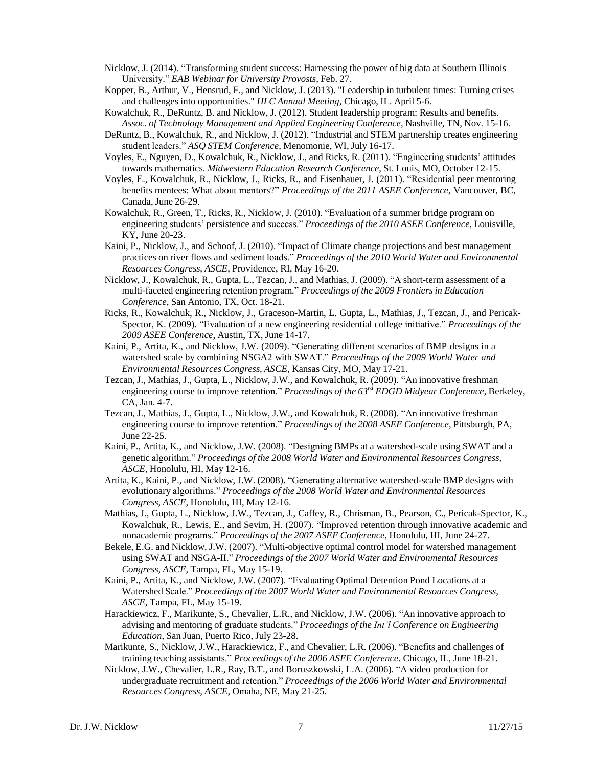Nicklow, J. (2014). "Transforming student success: Harnessing the power of big data at Southern Illinois University." *EAB Webinar for University Provosts*, Feb. 27.

Kopper, B., Arthur, V., Hensrud, F., and Nicklow, J. (2013). "Leadership in turbulent times: Turning crises and challenges into opportunities." *HLC Annual Meeting*, Chicago, IL. April 5-6.

Kowalchuk, R., DeRuntz, B. and Nicklow, J. (2012). Student leadership program: Results and benefits. *Assoc. of Technology Management and Applied Engineering Conference*, Nashville, TN, Nov. 15-16.

DeRuntz, B., Kowalchuk, R., and Nicklow, J. (2012). "Industrial and STEM partnership creates engineering student leaders." *ASQ STEM Conference*, Menomonie, WI, July 16-17.

Voyles, E., Nguyen, D., Kowalchuk, R., Nicklow, J., and Ricks, R. (2011). "Engineering students' attitudes towards mathematics. *Midwestern Education Research Conference*, St. Louis, MO, October 12-15.

Voyles, E., Kowalchuk, R., Nicklow, J., Ricks, R., and Eisenhauer, J. (2011). "Residential peer mentoring benefits mentees: What about mentors?" *Proceedings of the 2011 ASEE Conference*, Vancouver, BC, Canada, June 26-29.

Kowalchuk, R., Green, T., Ricks, R., Nicklow, J. (2010). "Evaluation of a summer bridge program on engineering students' persistence and success." *Proceedings of the 2010 ASEE Conference*, Louisville, KY, June 20-23.

Kaini, P., Nicklow, J., and Schoof, J. (2010). "Impact of Climate change projections and best management practices on river flows and sediment loads." *Proceedings of the 2010 World Water and Environmental Resources Congress, ASCE*, Providence, RI, May 16-20.

Nicklow, J., Kowalchuk, R., Gupta, L., Tezcan, J., and Mathias, J. (2009). "A short-term assessment of a multi-faceted engineering retention program." *Proceedings of the 2009 Frontiers in Education Conference*, San Antonio, TX, Oct. 18-21.

Ricks, R., Kowalchuk, R., Nicklow, J., Graceson-Martin, L. Gupta, L., Mathias, J., Tezcan, J., and Pericak-Spector, K. (2009). "Evaluation of a new engineering residential college initiative." *Proceedings of the 2009 ASEE Conference*, Austin, TX, June 14-17.

Kaini, P., Artita, K., and Nicklow, J.W. (2009). "Generating different scenarios of BMP designs in a watershed scale by combining NSGA2 with SWAT." *Proceedings of the 2009 World Water and Environmental Resources Congress, ASCE*, Kansas City, MO, May 17-21.

Tezcan, J., Mathias, J., Gupta, L., Nicklow, J.W., and Kowalchuk, R. (2009). "An innovative freshman engineering course to improve retention." *Proceedings of the 63rd EDGD Midyear Conference*, Berkeley, CA, Jan. 4-7.

Tezcan, J., Mathias, J., Gupta, L., Nicklow, J.W., and Kowalchuk, R. (2008). "An innovative freshman engineering course to improve retention." *Proceedings of the 2008 ASEE Conference*, Pittsburgh, PA, June 22-25.

Kaini, P., Artita, K., and Nicklow, J.W. (2008). "Designing BMPs at a watershed-scale using SWAT and a genetic algorithm." *Proceedings of the 2008 World Water and Environmental Resources Congress, ASCE*, Honolulu, HI, May 12-16.

Artita, K., Kaini, P., and Nicklow, J.W. (2008). "Generating alternative watershed-scale BMP designs with evolutionary algorithms." *Proceedings of the 2008 World Water and Environmental Resources Congress, ASCE*, Honolulu, HI, May 12-16.

Mathias, J., Gupta, L., Nicklow, J.W., Tezcan, J., Caffey, R., Chrisman, B., Pearson, C., Pericak-Spector, K., Kowalchuk, R., Lewis, E., and Sevim, H. (2007). "Improved retention through innovative academic and nonacademic programs." *Proceedings of the 2007 ASEE Conference*, Honolulu, HI, June 24-27.

Bekele, E.G. and Nicklow, J.W. (2007). "Multi-objective optimal control model for watershed management using SWAT and NSGA-II." *Proceedings of the 2007 World Water and Environmental Resources Congress, ASCE*, Tampa, FL, May 15-19.

Kaini, P., Artita, K., and Nicklow, J.W. (2007). "Evaluating Optimal Detention Pond Locations at a Watershed Scale." *Proceedings of the 2007 World Water and Environmental Resources Congress, ASCE*, Tampa, FL, May 15-19.

Harackiewicz, F., Marikunte, S., Chevalier, L.R., and Nicklow, J.W. (2006). "An innovative approach to advising and mentoring of graduate students." *Proceedings of the Int'l Conference on Engineering Education*, San Juan, Puerto Rico, July 23-28.

Marikunte, S., Nicklow, J.W., Harackiewicz, F., and Chevalier, L.R. (2006). "Benefits and challenges of training teaching assistants." *Proceedings of the 2006 ASEE Conference*. Chicago, IL, June 18-21.

Nicklow, J.W., Chevalier, L.R., Ray, B.T., and Boruszkowski, L.A. (2006). "A video production for undergraduate recruitment and retention." *Proceedings of the 2006 World Water and Environmental Resources Congress, ASCE*, Omaha, NE, May 21-25.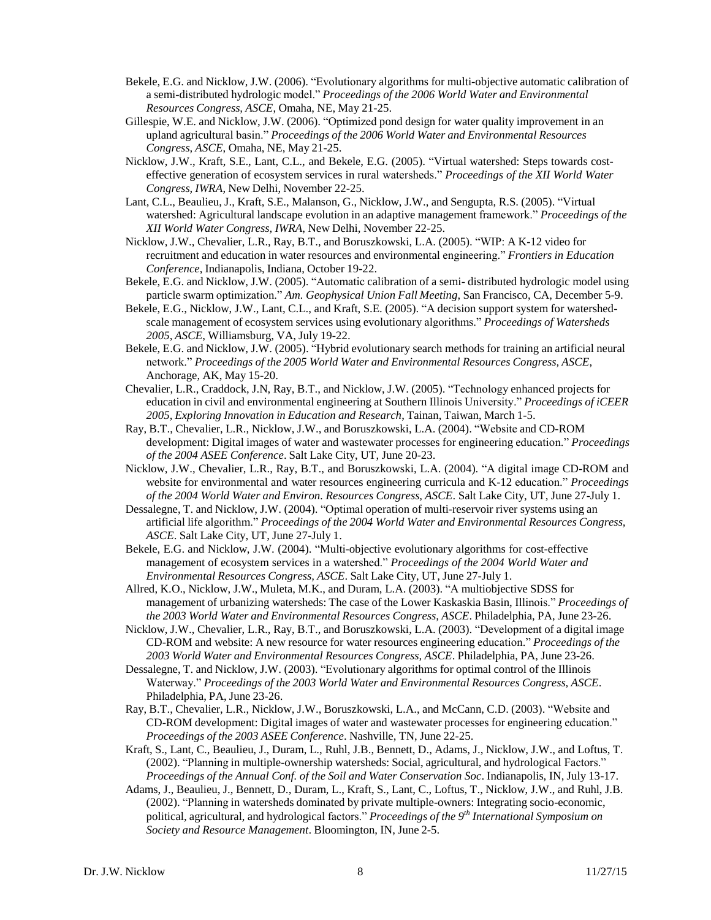Bekele, E.G. and Nicklow, J.W. (2006). "Evolutionary algorithms for multi-objective automatic calibration of a semi-distributed hydrologic model." *Proceedings of the 2006 World Water and Environmental Resources Congress, ASCE*, Omaha, NE, May 21-25.

Gillespie, W.E. and Nicklow, J.W. (2006). "Optimized pond design for water quality improvement in an upland agricultural basin." *Proceedings of the 2006 World Water and Environmental Resources Congress, ASCE*, Omaha, NE, May 21-25.

Nicklow, J.W., Kraft, S.E., Lant, C.L., and Bekele, E.G. (2005). "Virtual watershed: Steps towards cost-effective generation of ecosystem services in rural watersheds." *Proceedings of the XII World Water Congress, IWRA*, New Delhi, November 22-25.

Lant, C.L., Beaulieu, J., Kraft, S.E., Malanson, G., Nicklow, J.W., and Sengupta, R.S. (2005). "Virtual watershed: Agricultural landscape evolution in an adaptive management framework." *Proceedings of the XII World Water Congress, IWRA*, New Delhi, November 22-25.

Nicklow, J.W., Chevalier, L.R., Ray, B.T., and Boruszkowski, L.A. (2005). "WIP: A K-12 video for recruitment and education in water resources and environmental engineering." *Frontiers in Education Conference*, Indianapolis, Indiana, October 19-22.

Bekele, E.G. and Nicklow, J.W. (2005). "Automatic calibration of a semi- distributed hydrologic model using particle swarm optimization." *Am. Geophysical Union Fall Meeting*, San Francisco, CA, December 5-9.

Bekele, E.G., Nicklow, J.W., Lant, C.L., and Kraft, S.E. (2005). "A decision support system for watershed-scale management of ecosystem services using evolutionary algorithms." *Proceedings of Watersheds 2005, ASCE*, Williamsburg, VA, July 19-22.

Bekele, E.G. and Nicklow, J.W. (2005). "Hybrid evolutionary search methods for training an artificial neural network." *Proceedings of the 2005 World Water and Environmental Resources Congress, ASCE*, Anchorage, AK, May 15-20.

Chevalier, L.R., Craddock, J.N, Ray, B.T., and Nicklow, J.W. (2005). "Technology enhanced projects for education in civil and environmental engineering at Southern Illinois University." *Proceedings of iCEER 2005, Exploring Innovation in Education and Research*, Tainan, Taiwan, March 1-5.

Ray, B.T., Chevalier, L.R., Nicklow, J.W., and Boruszkowski, L.A. (2004). "Website and CD-ROM development: Digital images of water and wastewater processes for engineering education." *Proceedings of the 2004 ASEE Conference*. Salt Lake City, UT, June 20-23.

Nicklow, J.W., Chevalier, L.R., Ray, B.T., and Boruszkowski, L.A. (2004). "A digital image CD-ROM and website for environmental and water resources engineering curricula and K-12 education." *Proceedings of the 2004 World Water and Environ. Resources Congress, ASCE*. Salt Lake City, UT, June 27-July 1.

Dessalegne, T. and Nicklow, J.W. (2004). "Optimal operation of multi-reservoir river systems using an artificial life algorithm." *Proceedings of the 2004 World Water and Environmental Resources Congress, ASCE*. Salt Lake City, UT, June 27-July 1.

Bekele, E.G. and Nicklow, J.W. (2004). "Multi-objective evolutionary algorithms for cost-effective management of ecosystem services in a watershed." *Proceedings of the 2004 World Water and Environmental Resources Congress, ASCE*. Salt Lake City, UT, June 27-July 1.

Allred, K.O., Nicklow, J.W., Muleta, M.K., and Duram, L.A. (2003). "A multiobjective SDSS for management of urbanizing watersheds: The case of the Lower Kaskaskia Basin, Illinois." *Proceedings of the 2003 World Water and Environmental Resources Congress, ASCE*. Philadelphia, PA, June 23-26.

Nicklow, J.W., Chevalier, L.R., Ray, B.T., and Boruszkowski, L.A. (2003). "Development of a digital image CD-ROM and website: A new resource for water resources engineering education." *Proceedings of the 2003 World Water and Environmental Resources Congress, ASCE*. Philadelphia, PA, June 23-26.

Dessalegne, T. and Nicklow, J.W. (2003). "Evolutionary algorithms for optimal control of the Illinois Waterway." *Proceedings of the 2003 World Water and Environmental Resources Congress, ASCE*. Philadelphia, PA, June 23-26.

Ray, B.T., Chevalier, L.R., Nicklow, J.W., Boruszkowski, L.A., and McCann, C.D. (2003). "Website and CD-ROM development: Digital images of water and wastewater processes for engineering education." *Proceedings of the 2003 ASEE Conference*. Nashville, TN, June 22-25.

Kraft, S., Lant, C., Beaulieu, J., Duram, L., Ruhl, J.B., Bennett, D., Adams, J., Nicklow, J.W., and Loftus, T. (2002). "Planning in multiple-ownership watersheds: Social, agricultural, and hydrological Factors." *Proceedings of the Annual Conf. of the Soil and Water Conservation Soc*. Indianapolis, IN, July 13-17.

Adams, J., Beaulieu, J., Bennett, D., Duram, L., Kraft, S., Lant, C., Loftus, T., Nicklow, J.W., and Ruhl, J.B. (2002). "Planning in watersheds dominated by private multiple-owners: Integrating socio-economic, political, agricultural, and hydrological factors." *Proceedings of the 9th International Symposium on Society and Resource Management*. Bloomington, IN, June 2-5.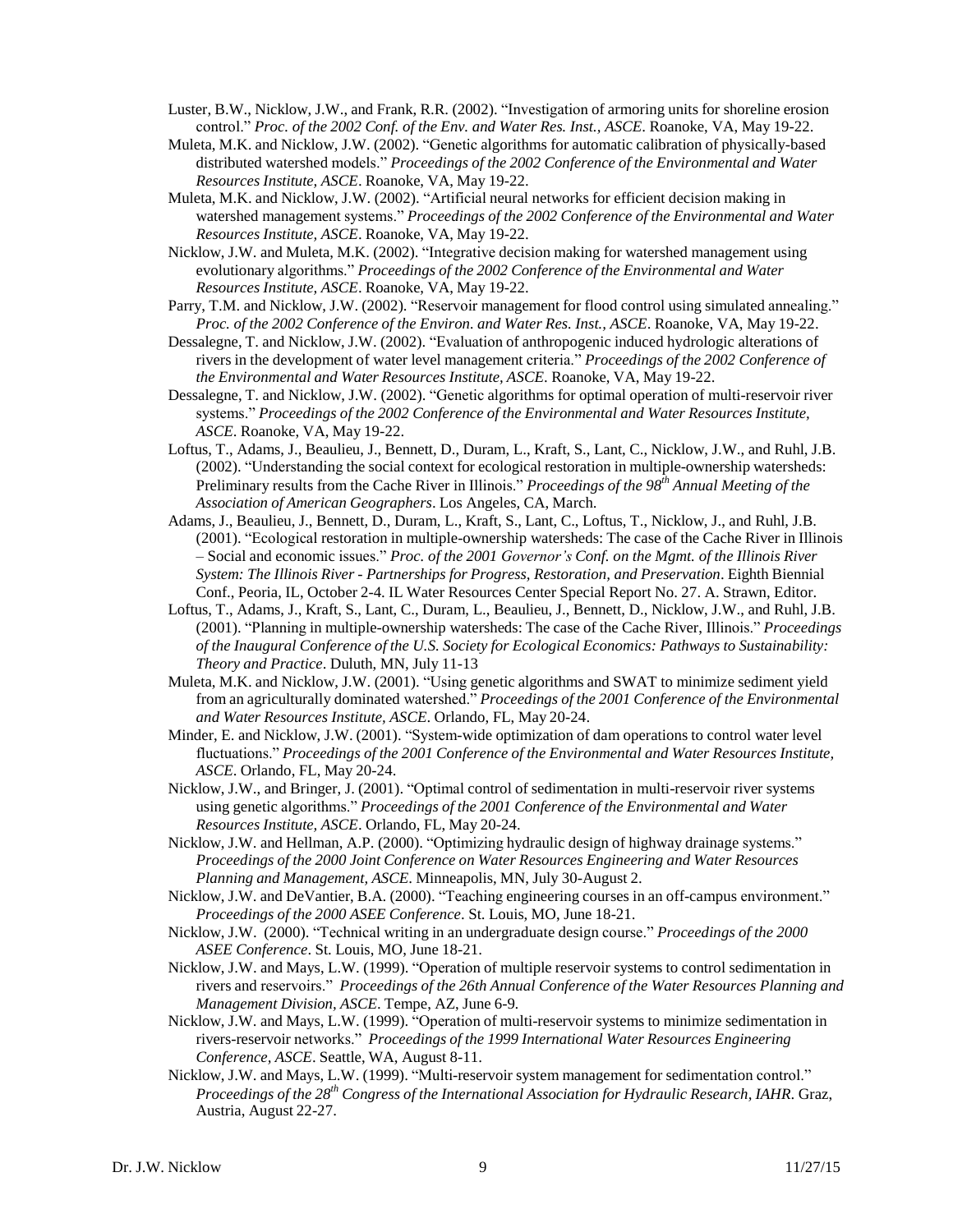Luster, B.W., Nicklow, J.W., and Frank, R.R. (2002). "Investigation of armoring units for shoreline erosion control." *Proc. of the 2002 Conf. of the Env. and Water Res. Inst., ASCE*. Roanoke, VA, May 19-22.

Muleta, M.K. and Nicklow, J.W. (2002). "Genetic algorithms for automatic calibration of physically-based distributed watershed models." *Proceedings of the 2002 Conference of the Environmental and Water Resources Institute, ASCE*. Roanoke, VA, May 19-22.

Muleta, M.K. and Nicklow, J.W. (2002). "Artificial neural networks for efficient decision making in watershed management systems." *Proceedings of the 2002 Conference of the Environmental and Water Resources Institute, ASCE*. Roanoke, VA, May 19-22.

Nicklow, J.W. and Muleta, M.K. (2002). "Integrative decision making for watershed management using evolutionary algorithms." *Proceedings of the 2002 Conference of the Environmental and Water Resources Institute, ASCE*. Roanoke, VA, May 19-22.

Parry, T.M. and Nicklow, J.W. (2002). "Reservoir management for flood control using simulated annealing." *Proc. of the 2002 Conference of the Environ. and Water Res. Inst., ASCE*. Roanoke, VA, May 19-22.

Dessalegne, T. and Nicklow, J.W. (2002). "Evaluation of anthropogenic induced hydrologic alterations of rivers in the development of water level management criteria." *Proceedings of the 2002 Conference of the Environmental and Water Resources Institute, ASCE*. Roanoke, VA, May 19-22.

Dessalegne, T. and Nicklow, J.W. (2002). "Genetic algorithms for optimal operation of multi-reservoir river systems." *Proceedings of the 2002 Conference of the Environmental and Water Resources Institute, ASCE*. Roanoke, VA, May 19-22.

Loftus, T., Adams, J., Beaulieu, J., Bennett, D., Duram, L., Kraft, S., Lant, C., Nicklow, J.W., and Ruhl, J.B. (2002). "Understanding the social context for ecological restoration in multiple-ownership watersheds: Preliminary results from the Cache River in Illinois." *Proceedings of the 98th Annual Meeting of the Association of American Geographers*. Los Angeles, CA, March.

Adams, J., Beaulieu, J., Bennett, D., Duram, L., Kraft, S., Lant, C., Loftus, T., Nicklow, J., and Ruhl, J.B. (2001). "Ecological restoration in multiple-ownership watersheds: The case of the Cache River in Illinois – Social and economic issues." *Proc. of the 2001 Governor's Conf. on the Mgmt. of the Illinois River System: The Illinois River - Partnerships for Progress, Restoration, and Preservation*. Eighth Biennial Conf., Peoria, IL, October 2-4. IL Water Resources Center Special Report No. 27. A. Strawn, Editor.

Loftus, T., Adams, J., Kraft, S., Lant, C., Duram, L., Beaulieu, J., Bennett, D., Nicklow, J.W., and Ruhl, J.B. (2001). "Planning in multiple-ownership watersheds: The case of the Cache River, Illinois." *Proceedings of the Inaugural Conference of the U.S. Society for Ecological Economics: Pathways to Sustainability: Theory and Practice*. Duluth, MN, July 11-13

Muleta, M.K. and Nicklow, J.W. (2001). "Using genetic algorithms and SWAT to minimize sediment yield from an agriculturally dominated watershed." *Proceedings of the 2001 Conference of the Environmental and Water Resources Institute, ASCE*. Orlando, FL, May 20-24.

Minder, E. and Nicklow, J.W. (2001). "System-wide optimization of dam operations to control water level fluctuations." *Proceedings of the 2001 Conference of the Environmental and Water Resources Institute, ASCE*. Orlando, FL, May 20-24.

Nicklow, J.W., and Bringer, J. (2001). "Optimal control of sedimentation in multi-reservoir river systems using genetic algorithms." *Proceedings of the 2001 Conference of the Environmental and Water Resources Institute, ASCE*. Orlando, FL, May 20-24.

Nicklow, J.W. and Hellman, A.P. (2000). "Optimizing hydraulic design of highway drainage systems." *Proceedings of the 2000 Joint Conference on Water Resources Engineering and Water Resources Planning and Management, ASCE*. Minneapolis, MN, July 30-August 2.

Nicklow, J.W. and DeVantier, B.A. (2000). "Teaching engineering courses in an off-campus environment." *Proceedings of the 2000 ASEE Conference*. St. Louis, MO, June 18-21.

Nicklow, J.W. (2000). "Technical writing in an undergraduate design course." *Proceedings of the 2000 ASEE Conference*. St. Louis, MO, June 18-21.

Nicklow, J.W. and Mays, L.W. (1999). "Operation of multiple reservoir systems to control sedimentation in rivers and reservoirs." *Proceedings of the 26th Annual Conference of the Water Resources Planning and Management Division, ASCE*. Tempe, AZ, June 6-9.

Nicklow, J.W. and Mays, L.W. (1999). "Operation of multi-reservoir systems to minimize sedimentation in rivers-reservoir networks." *Proceedings of the 1999 International Water Resources Engineering Conference, ASCE*. Seattle, WA, August 8-11.

Nicklow, J.W. and Mays, L.W. (1999). "Multi-reservoir system management for sedimentation control." *Proceedings of the 28th Congress of the International Association for Hydraulic Research, IAHR*. Graz, Austria, August 22-27.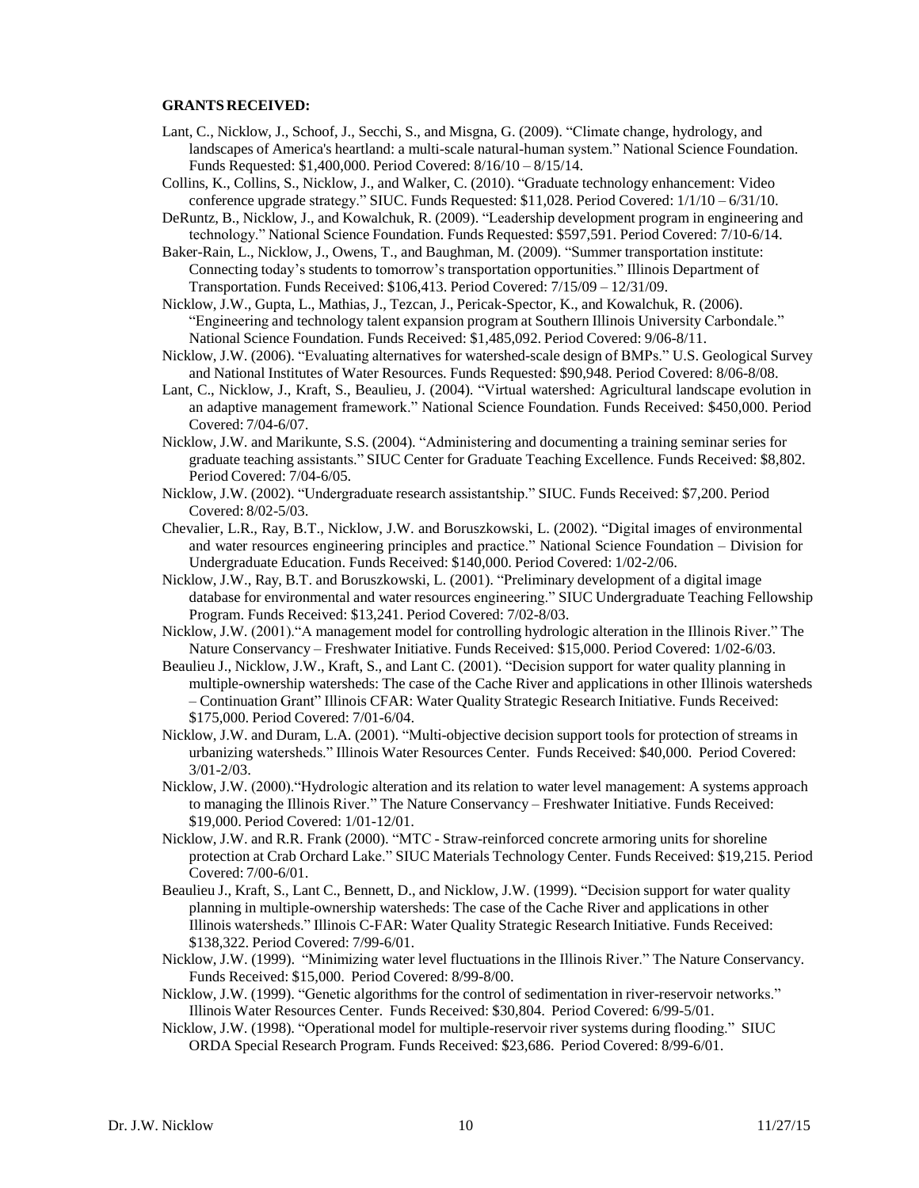**GRANTS RECEIVED:**

Lant, C., Nicklow, J., Schoof, J., Secchi, S., and Misgna, G. (2009). "Climate change, hydrology, and landscapes of America's heartland: a multi-scale natural-human system." National Science Foundation. Funds Requested: $1,400,000. Period Covered: 8/16/10 – 8/15/14.

Collins, K., Collins, S., Nicklow, J., and Walker, C. (2010). "Graduate technology enhancement: Video conference upgrade strategy." SIUC. Funds Requested: $11,028. Period Covered: 1/1/10 – 6/31/10.

DeRuntz, B., Nicklow, J., and Kowalchuk, R. (2009). "Leadership development program in engineering and technology." National Science Foundation. Funds Requested: $597,591. Period Covered: 7/10-6/14.

Baker-Rain, L., Nicklow, J., Owens, T., and Baughman, M. (2009). "Summer transportation institute: Connecting today's students to tomorrow's transportation opportunities." Illinois Department of Transportation. Funds Received: $106,413. Period Covered: 7/15/09 – 12/31/09.

Nicklow, J.W., Gupta, L., Mathias, J., Tezcan, J., Pericak-Spector, K., and Kowalchuk, R. (2006). "Engineering and technology talent expansion program at Southern Illinois University Carbondale." National Science Foundation. Funds Received: $1,485,092. Period Covered: 9/06-8/11.

Nicklow, J.W. (2006). "Evaluating alternatives for watershed-scale design of BMPs." U.S. Geological Survey and National Institutes of Water Resources. Funds Requested: $90,948. Period Covered: 8/06-8/08.

Lant, C., Nicklow, J., Kraft, S., Beaulieu, J. (2004). "Virtual watershed: Agricultural landscape evolution in an adaptive management framework." National Science Foundation. Funds Received: $450,000. Period Covered: 7/04-6/07.

Nicklow, J.W. and Marikunte, S.S. (2004). "Administering and documenting a training seminar series for graduate teaching assistants." SIUC Center for Graduate Teaching Excellence. Funds Received: $8,802. Period Covered: 7/04-6/05.

Nicklow, J.W. (2002). "Undergraduate research assistantship." SIUC. Funds Received: $7,200. Period Covered: 8/02-5/03.

Chevalier, L.R., Ray, B.T., Nicklow, J.W. and Boruszkowski, L. (2002). "Digital images of environmental and water resources engineering principles and practice." National Science Foundation – Division for Undergraduate Education. Funds Received: $140,000. Period Covered: 1/02-2/06.

Nicklow, J.W., Ray, B.T. and Boruszkowski, L. (2001). "Preliminary development of a digital image database for environmental and water resources engineering." SIUC Undergraduate Teaching Fellowship Program. Funds Received: $13,241. Period Covered: 7/02-8/03.

Nicklow, J.W. (2001)."A management model for controlling hydrologic alteration in the Illinois River." The Nature Conservancy – Freshwater Initiative. Funds Received: $15,000. Period Covered: 1/02-6/03.

Beaulieu J., Nicklow, J.W., Kraft, S., and Lant C. (2001). "Decision support for water quality planning in multiple-ownership watersheds: The case of the Cache River and applications in other Illinois watersheds – Continuation Grant" Illinois CFAR: Water Quality Strategic Research Initiative. Funds Received: $175,000. Period Covered: 7/01-6/04.

Nicklow, J.W. and Duram, L.A. (2001). "Multi-objective decision support tools for protection of streams in urbanizing watersheds." Illinois Water Resources Center. Funds Received: $40,000. Period Covered: 3/01-2/03.

Nicklow, J.W. (2000)."Hydrologic alteration and its relation to water level management: A systems approach to managing the Illinois River." The Nature Conservancy – Freshwater Initiative. Funds Received: $19,000. Period Covered: 1/01-12/01.

Nicklow, J.W. and R.R. Frank (2000). "MTC - Straw-reinforced concrete armoring units for shoreline protection at Crab Orchard Lake." SIUC Materials Technology Center. Funds Received: $19,215. Period Covered: 7/00-6/01.

Beaulieu J., Kraft, S., Lant C., Bennett, D., and Nicklow, J.W. (1999). "Decision support for water quality planning in multiple-ownership watersheds: The case of the Cache River and applications in other Illinois watersheds." Illinois C-FAR: Water Quality Strategic Research Initiative. Funds Received: $138,322. Period Covered: 7/99-6/01.

Nicklow, J.W. (1999). "Minimizing water level fluctuations in the Illinois River." The Nature Conservancy. Funds Received: $15,000. Period Covered: 8/99-8/00.

Nicklow, J.W. (1999). "Genetic algorithms for the control of sedimentation in river-reservoir networks." Illinois Water Resources Center. Funds Received: $30,804. Period Covered: 6/99-5/01.

Nicklow, J.W. (1998). "Operational model for multiple-reservoir river systems during flooding." SIUC ORDA Special Research Program. Funds Received: $23,686. Period Covered: 8/99-6/01.